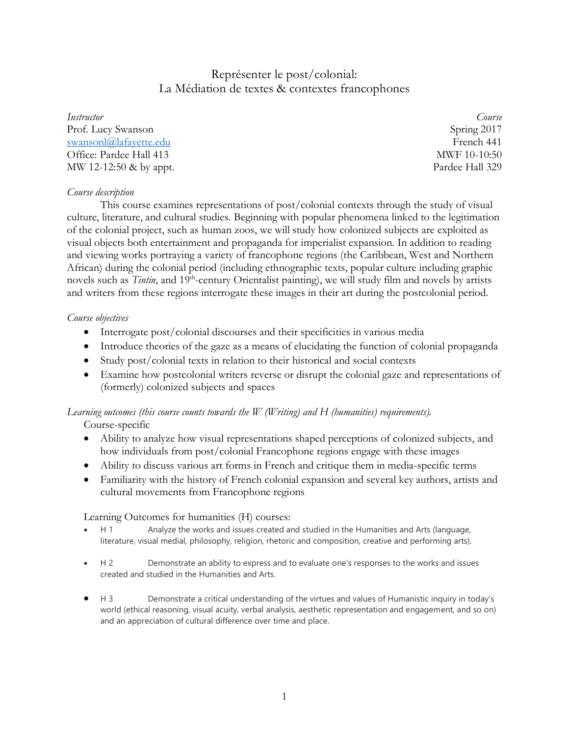# Représenter le post/colonial:
# La Médiation de textes & contextes francophones

*Instructor*
Prof. Lucy Swanson
swansonl@lafayette.edu
Office: Pardee Hall 413
MW 12-12:50 & by appt.

*Course*
Spring 2017
French 441
MWF 10-10:50
Pardee Hall 329

*Course description*

This course examines representations of post/colonial contexts through the study of visual culture, literature, and cultural studies. Beginning with popular phenomena linked to the legitimation of the colonial project, such as human zoos, we will study how colonized subjects are exploited as visual objects both entertainment and propaganda for imperialist expansion. In addition to reading and viewing works portraying a variety of francophone regions (the Caribbean, West and Northern African) during the colonial period (including ethnographic texts, popular culture including graphic novels such as *Tintin*, and 19th-century Orientalist painting), we will study film and novels by artists and writers from these regions interrogate these images in their art during the postcolonial period.

*Course objectives*

- Interrogate post/colonial discourses and their specificities in various media
- Introduce theories of the gaze as a means of elucidating the function of colonial propaganda
- Study post/colonial texts in relation to their historical and social contexts
- Examine how postcolonial writers reverse or disrupt the colonial gaze and representations of (formerly) colonized subjects and spaces

*Learning outcomes (this course counts towards the W (Writing) and H (humanities) requirements).*

Course-specific

- Ability to analyze how visual representations shaped perceptions of colonized subjects, and how individuals from post/colonial Francophone regions engage with these images
- Ability to discuss various art forms in French and critique them in media-specific terms
- Familiarity with the history of French colonial expansion and several key authors, artists and cultural movements from Francophone regions

Learning Outcomes for humanities (H) courses:

- H 1 Analyze the works and issues created and studied in the Humanities and Arts (language, literature, visual medial, philosophy, religion, rhetoric and composition, creative and performing arts).
- H 2 Demonstrate an ability to express and to evaluate one's responses to the works and issues created and studied in the Humanities and Arts.
- H 3 Demonstrate a critical understanding of the virtues and values of Humanistic inquiry in today's world (ethical reasoning, visual acuity, verbal analysis, aesthetic representation and engagement, and so on) and an appreciation of cultural difference over time and place.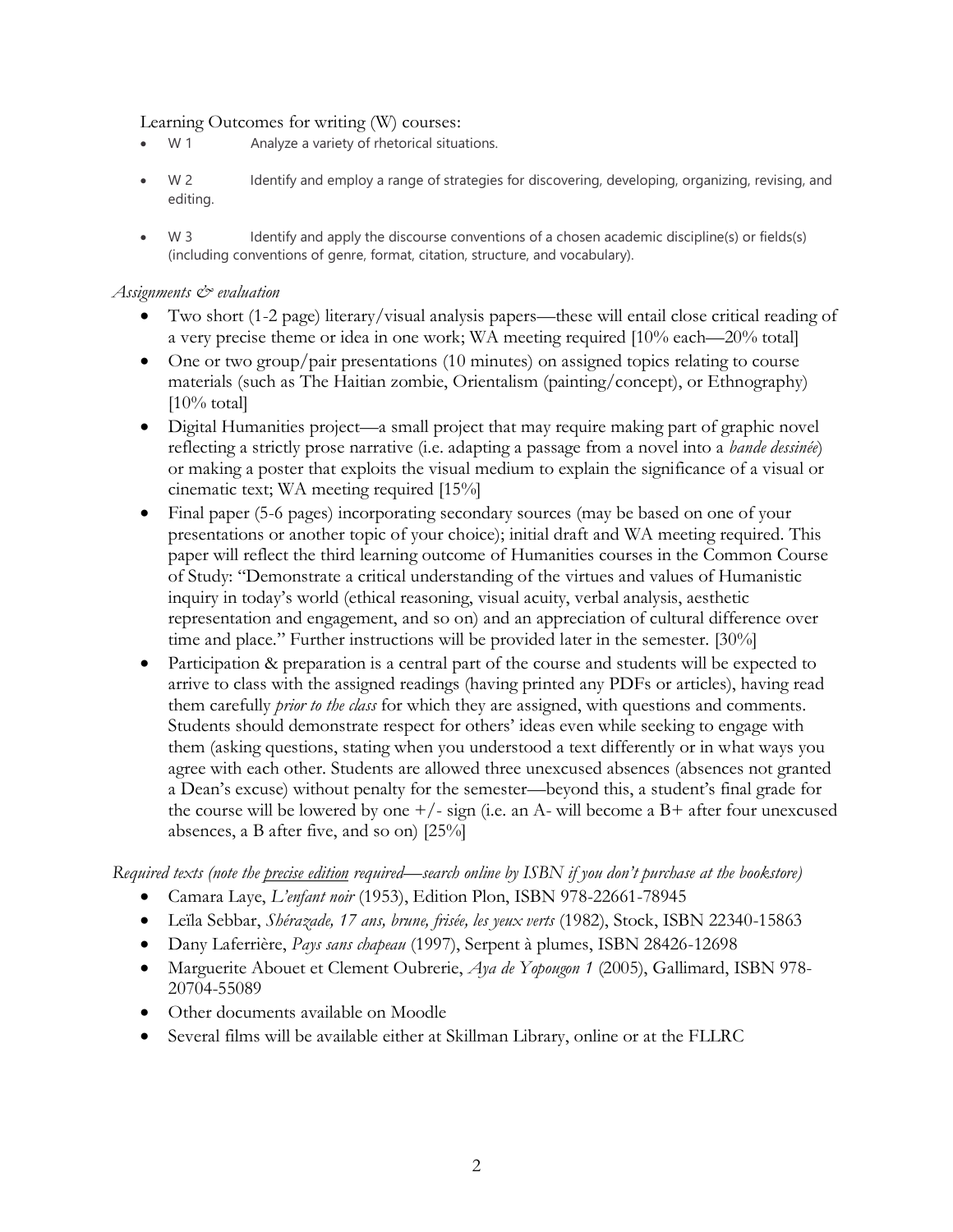Learning Outcomes for writing (W) courses:

- W 1 Analyze a variety of rhetorical situations.
- W 2 Identify and employ a range of strategies for discovering, developing, organizing, revising, and editing.
- W 3 Identify and apply the discourse conventions of a chosen academic discipline(s) or fields(s) (including conventions of genre, format, citation, structure, and vocabulary).

*Assignments & evaluation*

- Two short (1-2 page) literary/visual analysis papers—these will entail close critical reading of a very precise theme or idea in one work; WA meeting required [10% each—20% total]
- One or two group/pair presentations (10 minutes) on assigned topics relating to course materials (such as The Haitian zombie, Orientalism (painting/concept), or Ethnography) [10% total]
- Digital Humanities project—a small project that may require making part of graphic novel reflecting a strictly prose narrative (i.e. adapting a passage from a novel into a *bande dessinée*) or making a poster that exploits the visual medium to explain the significance of a visual or cinematic text; WA meeting required [15%]
- Final paper (5-6 pages) incorporating secondary sources (may be based on one of your presentations or another topic of your choice); initial draft and WA meeting required. This paper will reflect the third learning outcome of Humanities courses in the Common Course of Study: "Demonstrate a critical understanding of the virtues and values of Humanistic inquiry in today's world (ethical reasoning, visual acuity, verbal analysis, aesthetic representation and engagement, and so on) and an appreciation of cultural difference over time and place." Further instructions will be provided later in the semester. [30%]
- Participation & preparation is a central part of the course and students will be expected to arrive to class with the assigned readings (having printed any PDFs or articles), having read them carefully *prior to the class* for which they are assigned, with questions and comments. Students should demonstrate respect for others' ideas even while seeking to engage with them (asking questions, stating when you understood a text differently or in what ways you agree with each other. Students are allowed three unexcused absences (absences not granted a Dean's excuse) without penalty for the semester—beyond this, a student's final grade for the course will be lowered by one +/- sign (i.e. an A- will become a B+ after four unexcused absences, a B after five, and so on) [25%]

*Required texts (note the precise edition required—search online by ISBN if you don't purchase at the bookstore)*

- Camara Laye, *L'enfant noir* (1953), Edition Plon, ISBN 978-22661-78945
- Leïla Sebbar, *Shérazade, 17 ans, brune, frisée, les yeux verts* (1982), Stock, ISBN 22340-15863
- Dany Laferrière, *Pays sans chapeau* (1997), Serpent à plumes, ISBN 28426-12698
- Marguerite Abouet et Clement Oubrerie, *Aya de Yopougon 1* (2005), Gallimard, ISBN 978-20704-55089
- Other documents available on Moodle
- Several films will be available either at Skillman Library, online or at the FLLRC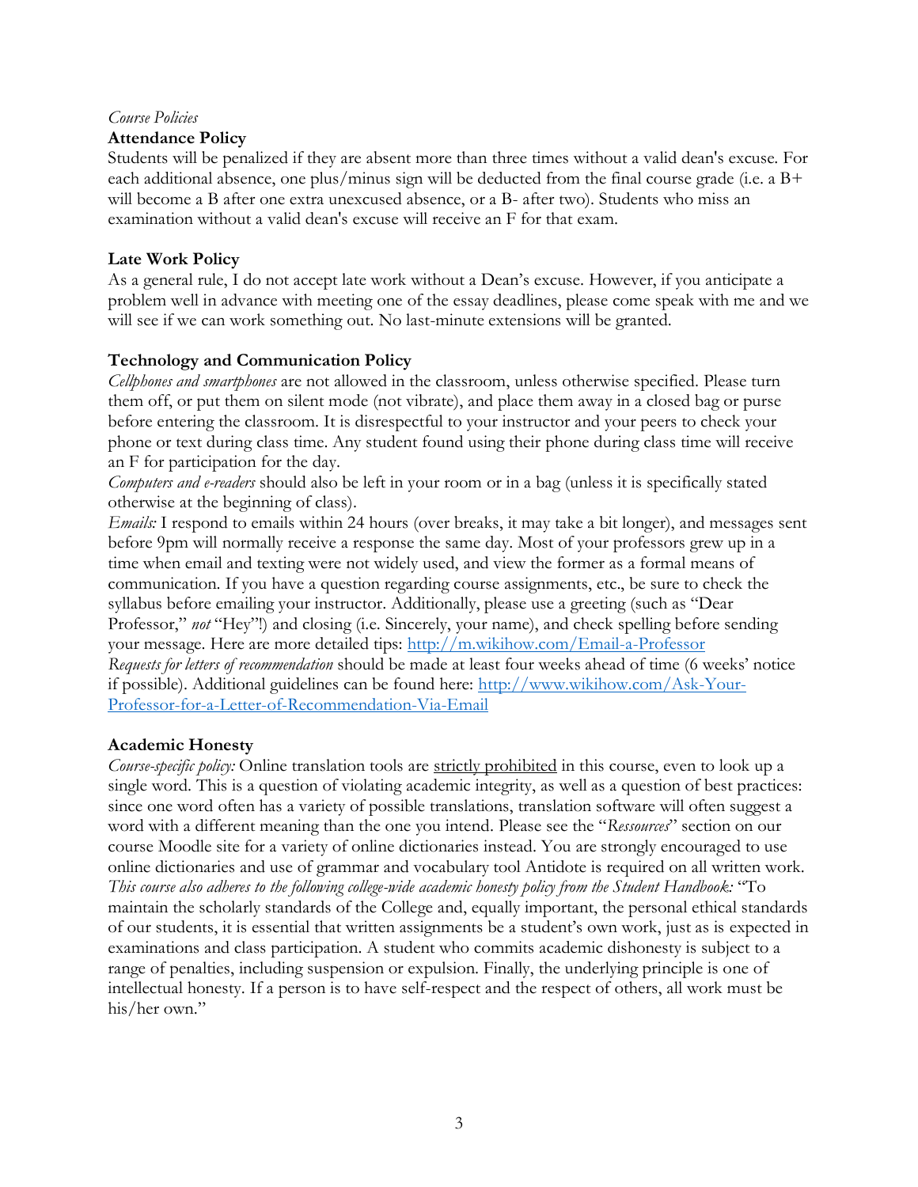*Course Policies*

**Attendance Policy**

Students will be penalized if they are absent more than three times without a valid dean's excuse. For each additional absence, one plus/minus sign will be deducted from the final course grade (i.e. a B+ will become a B after one extra unexcused absence, or a B- after two). Students who miss an examination without a valid dean's excuse will receive an F for that exam.

**Late Work Policy**

As a general rule, I do not accept late work without a Dean's excuse. However, if you anticipate a problem well in advance with meeting one of the essay deadlines, please come speak with me and we will see if we can work something out. No last-minute extensions will be granted.

**Technology and Communication Policy**

*Cellphones and smartphones* are not allowed in the classroom, unless otherwise specified. Please turn them off, or put them on silent mode (not vibrate), and place them away in a closed bag or purse before entering the classroom. It is disrespectful to your instructor and your peers to check your phone or text during class time. Any student found using their phone during class time will receive an F for participation for the day.

*Computers and e-readers* should also be left in your room or in a bag (unless it is specifically stated otherwise at the beginning of class).

*Emails:* I respond to emails within 24 hours (over breaks, it may take a bit longer), and messages sent before 9pm will normally receive a response the same day. Most of your professors grew up in a time when email and texting were not widely used, and view the former as a formal means of communication. If you have a question regarding course assignments, etc., be sure to check the syllabus before emailing your instructor. Additionally, please use a greeting (such as "Dear Professor," *not* "Hey"!) and closing (i.e. Sincerely, your name), and check spelling before sending your message. Here are more detailed tips: [http://m.wikihow.com/Email-a-Professor](http://m.wikihow.com/Email-a-Professor)

*Requests for letters of recommendation* should be made at least four weeks ahead of time (6 weeks' notice if possible). Additional guidelines can be found here: [http://www.wikihow.com/Ask-Your-Professor-for-a-Letter-of-Recommendation-Via-Email](http://www.wikihow.com/Ask-Your-Professor-for-a-Letter-of-Recommendation-Via-Email)

**Academic Honesty**

*Course-specific policy:* Online translation tools are <u>strictly prohibited</u> in this course, even to look up a single word. This is a question of violating academic integrity, as well as a question of best practices: since one word often has a variety of possible translations, translation software will often suggest a word with a different meaning than the one you intend. Please see the "*Ressources*" section on our course Moodle site for a variety of online dictionaries instead. You are strongly encouraged to use online dictionaries and use of grammar and vocabulary tool Antidote is required on all written work.

*This course also adheres to the following college-wide academic honesty policy from the Student Handbook:* "To maintain the scholarly standards of the College and, equally important, the personal ethical standards of our students, it is essential that written assignments be a student's own work, just as is expected in examinations and class participation. A student who commits academic dishonesty is subject to a range of penalties, including suspension or expulsion. Finally, the underlying principle is one of intellectual honesty. If a person is to have self-respect and the respect of others, all work must be his/her own."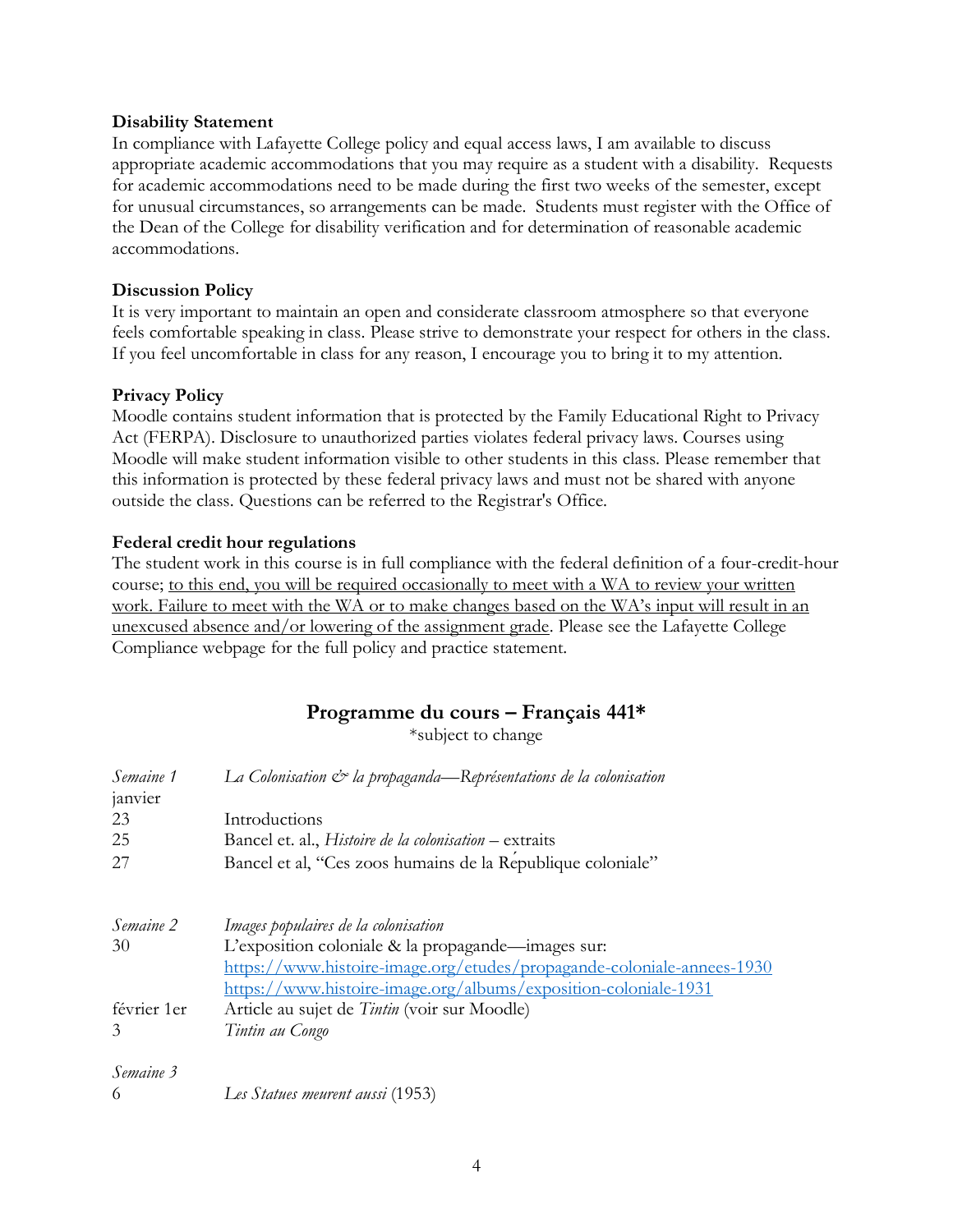**Disability Statement**

In compliance with Lafayette College policy and equal access laws, I am available to discuss appropriate academic accommodations that you may require as a student with a disability. Requests for academic accommodations need to be made during the first two weeks of the semester, except for unusual circumstances, so arrangements can be made. Students must register with the Office of the Dean of the College for disability verification and for determination of reasonable academic accommodations.

**Discussion Policy**

It is very important to maintain an open and considerate classroom atmosphere so that everyone feels comfortable speaking in class. Please strive to demonstrate your respect for others in the class. If you feel uncomfortable in class for any reason, I encourage you to bring it to my attention.

**Privacy Policy**

Moodle contains student information that is protected by the Family Educational Right to Privacy Act (FERPA). Disclosure to unauthorized parties violates federal privacy laws. Courses using Moodle will make student information visible to other students in this class. Please remember that this information is protected by these federal privacy laws and must not be shared with anyone outside the class. Questions can be referred to the Registrar's Office.

**Federal credit hour regulations**

The student work in this course is in full compliance with the federal definition of a four-credit-hour course; <u>to this end, you will be required occasionally to meet with a WA to review your written work. Failure to meet with the WA or to make changes based on the WA's input will result in an unexcused absence and/or lowering of the assignment grade</u>. Please see the Lafayette College Compliance webpage for the full policy and practice statement.

## Programme du cours – Français 441*

*subject to change

| | |
|---|---|
| *Semaine 1* | *La Colonisation & la propaganda—Représentations de la colonisation* |
| janvier | |
| 23 | Introductions |
| 25 | Bancel et. al., *Histoire de la colonisation* – extraits |
| 27 | Bancel et al, "Ces zoos humains de la République coloniale" |
| | |
| *Semaine 2* | *Images populaires de la colonisation* |
| 30 | L'exposition coloniale & la propagande—images sur: https://www.histoire-image.org/etudes/propagande-coloniale-annees-1930 https://www.histoire-image.org/albums/exposition-coloniale-1931 |
| février 1er | Article au sujet de *Tintin* (voir sur Moodle) |
| 3 | *Tintin au Congo* |
| | |
| *Semaine 3* | |
| 6 | *Les Statues meurent aussi* (1953) |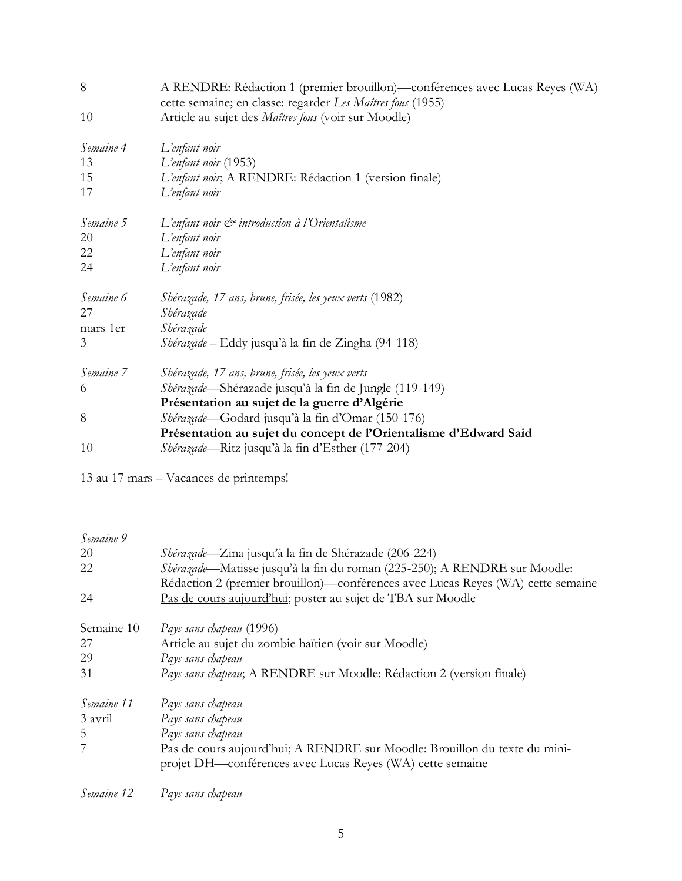| | |
|---|---|
| 8 | A RENDRE: Rédaction 1 (premier brouillon)—conférences avec Lucas Reyes (WA) cette semaine; en classe: regarder *Les Maîtres fous* (1955) |
| 10 | Article au sujet des *Maîtres fous* (voir sur Moodle) |
| | |
| *Semaine 4* | *L'enfant noir* |
| 13 | *L'enfant noir* (1953) |
| 15 | *L'enfant noir*; A RENDRE: Rédaction 1 (version finale) |
| 17 | *L'enfant noir* |
| | |
| *Semaine 5* | *L'enfant noir & introduction à l'Orientalisme* |
| 20 | *L'enfant noir* |
| 22 | *L'enfant noir* |
| 24 | *L'enfant noir* |
| | |
| *Semaine 6* | *Shérazade, 17 ans, brune, frisée, les yeux verts* (1982) |
| 27 | *Shérazade* |
| mars 1er | *Shérazade* |
| 3 | *Shérazade* – Eddy jusqu'à la fin de Zingha (94-118) |
| | |
| *Semaine 7* | *Shérazade, 17 ans, brune, frisée, les yeux verts* |
| 6 | *Shérazade*—Shérazade jusqu'à la fin de Jungle (119-149) **Présentation au sujet de la guerre d'Algérie** |
| 8 | *Shérazade*—Godard jusqu'à la fin d'Omar (150-176) **Présentation au sujet du concept de l'Orientalisme d'Edward Said** |
| 10 | *Shérazade*—Ritz jusqu'à la fin d'Esther (177-204) |

13 au 17 mars – Vacances de printemps!

| | |
|---|---|
| *Semaine 9* | |
| 20 | *Shérazade*—Zina jusqu'à la fin de Shérazade (206-224) |
| 22 | *Shérazade*—Matisse jusqu'à la fin du roman (225-250); A RENDRE sur Moodle: Rédaction 2 (premier brouillon)—conférences avec Lucas Reyes (WA) cette semaine |
| 24 | <u>Pas de cours aujourd'hui</u>; poster au sujet de TBA sur Moodle |
| | |
| Semaine 10 | *Pays sans chapeau* (1996) |
| 27 | Article au sujet du zombie haïtien (voir sur Moodle) |
| 29 | *Pays sans chapeau* |
| 31 | *Pays sans chapeau*; A RENDRE sur Moodle: Rédaction 2 (version finale) |
| | |
| *Semaine 11* | *Pays sans chapeau* |
| 3 avril | *Pays sans chapeau* |
| 5 | *Pays sans chapeau* |
| 7 | <u>Pas de cours aujourd'hui;</u> A RENDRE sur Moodle: Brouillon du texte du mini-projet DH—conférences avec Lucas Reyes (WA) cette semaine |
| | |
| *Semaine 12* | *Pays sans chapeau* |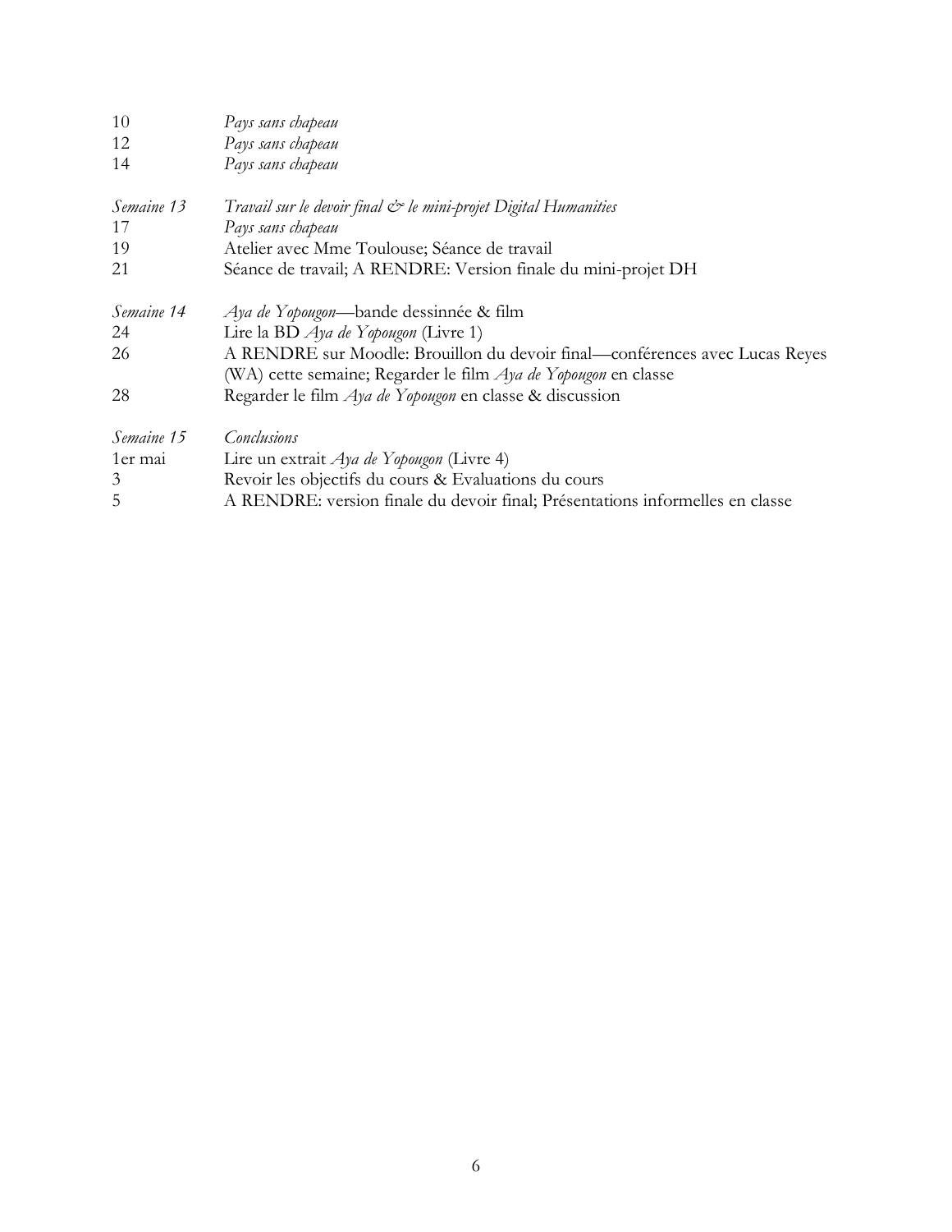| | |
|---|---|
| 10 | *Pays sans chapeau* |
| 12 | *Pays sans chapeau* |
| 14 | *Pays sans chapeau* |
| | |
| *Semaine 13* | *Travail sur le devoir final & le mini-projet Digital Humanities* |
| 17 | *Pays sans chapeau* |
| 19 | Atelier avec Mme Toulouse; Séance de travail |
| 21 | Séance de travail; A RENDRE: Version finale du mini-projet DH |
| | |
| *Semaine 14* | *Aya de Yopougon*—bande dessinnée & film |
| 24 | Lire la BD *Aya de Yopougon* (Livre 1) |
| 26 | A RENDRE sur Moodle: Brouillon du devoir final—conférences avec Lucas Reyes (WA) cette semaine; Regarder le film *Aya de Yopougon* en classe |
| 28 | Regarder le film *Aya de Yopougon* en classe & discussion |
| | |
| *Semaine 15* | *Conclusions* |
| 1er mai | Lire un extrait *Aya de Yopougon* (Livre 4) |
| 3 | Revoir les objectifs du cours & Evaluations du cours |
| 5 | A RENDRE: version finale du devoir final; Présentations informelles en classe |